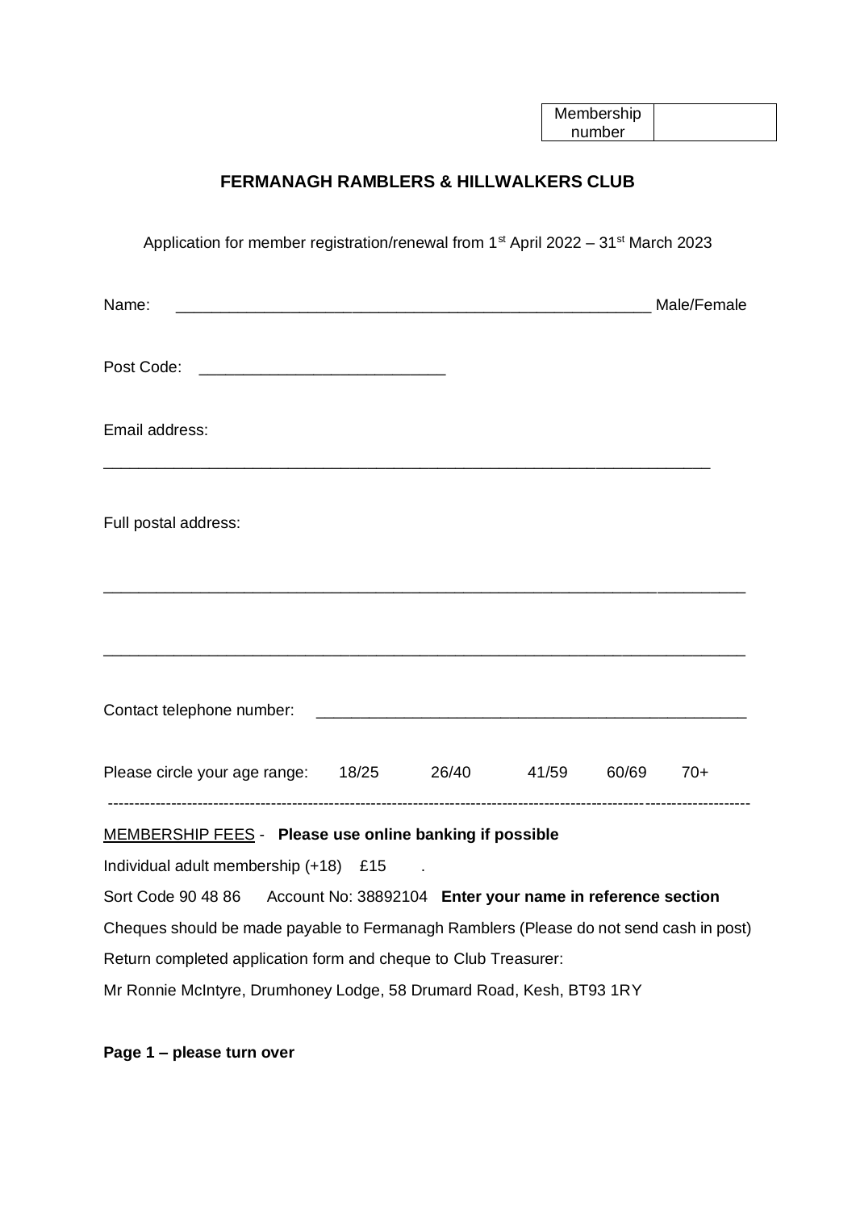| Membership number | |
|---|---|

## FERMANAGH RAMBLERS & HILLWALKERS CLUB

Application for member registration/renewal from 1st April 2022 – 31st March 2023

Name: _______________________________________________________ Male/Female

Post Code: ____________________________

Email address:

______________________________________________________________________

Full postal address:

______________________________________________________________________

______________________________________________________________________

Contact telephone number: __________________________________________________

Please circle your age range: 18/25 26/40 41/59 60/69 70+

---

MEMBERSHIP FEES - **Please use online banking if possible**

Individual adult membership (+18) £15 .

Sort Code 90 48 86 Account No: 38892104 **Enter your name in reference section**

Cheques should be made payable to Fermanagh Ramblers (Please do not send cash in post)

Return completed application form and cheque to Club Treasurer:

Mr Ronnie McIntyre, Drumhoney Lodge, 58 Drumard Road, Kesh, BT93 1RY

**Page 1 – please turn over**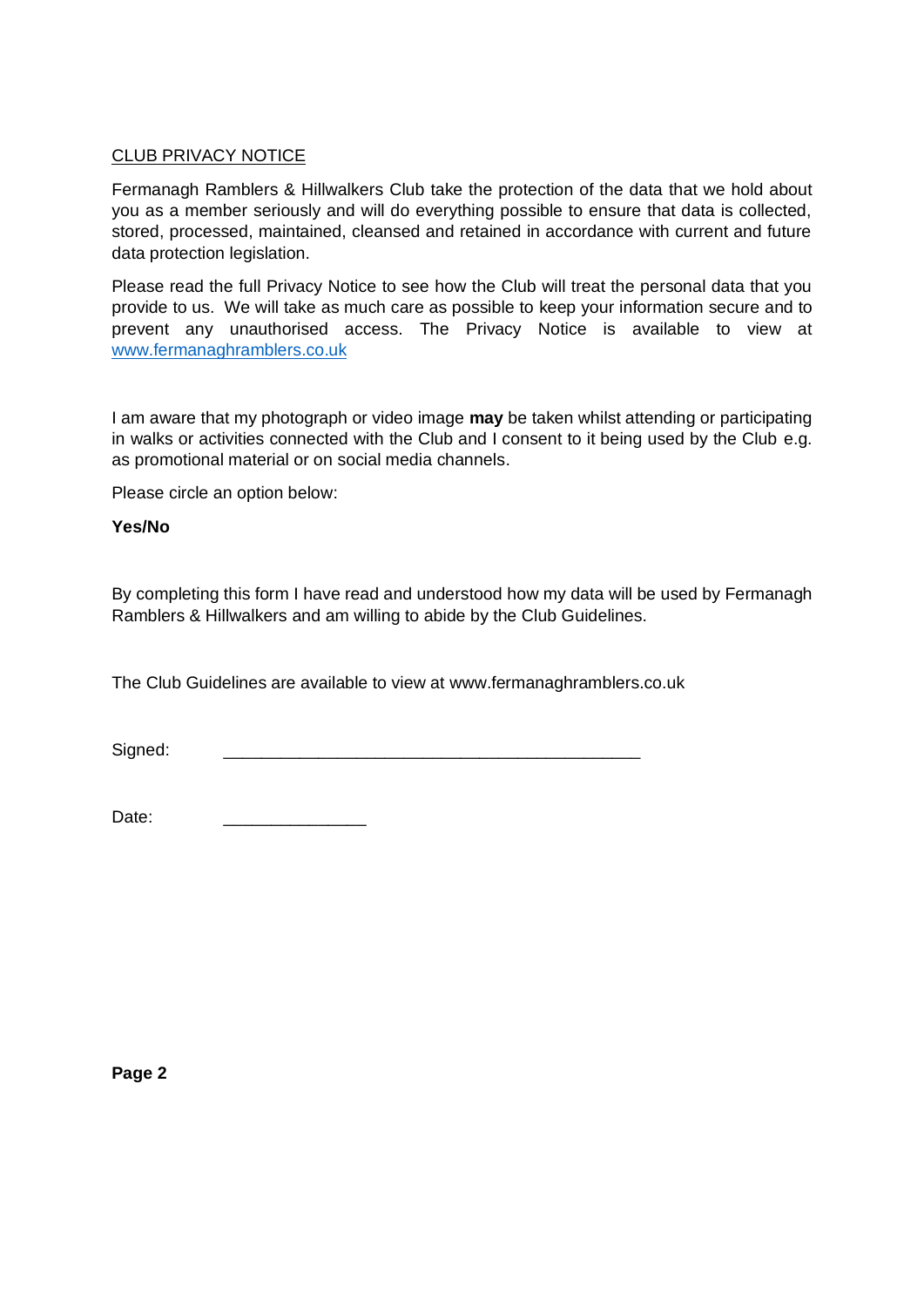CLUB PRIVACY NOTICE

Fermanagh Ramblers & Hillwalkers Club take the protection of the data that we hold about you as a member seriously and will do everything possible to ensure that data is collected, stored, processed, maintained, cleansed and retained in accordance with current and future data protection legislation.

Please read the full Privacy Notice to see how the Club will treat the personal data that you provide to us. We will take as much care as possible to keep your information secure and to prevent any unauthorised access. The Privacy Notice is available to view at [www.fermanaghramblers.co.uk](http://www.fermanaghramblers.co.uk)

I am aware that my photograph or video image **may** be taken whilst attending or participating in walks or activities connected with the Club and I consent to it being used by the Club e.g. as promotional material or on social media channels.

Please circle an option below:

**Yes/No**

By completing this form I have read and understood how my data will be used by Fermanagh Ramblers & Hillwalkers and am willing to abide by the Club Guidelines.

The Club Guidelines are available to view at www.fermanaghramblers.co.uk

Signed: ____________________________________________

Date: _______________